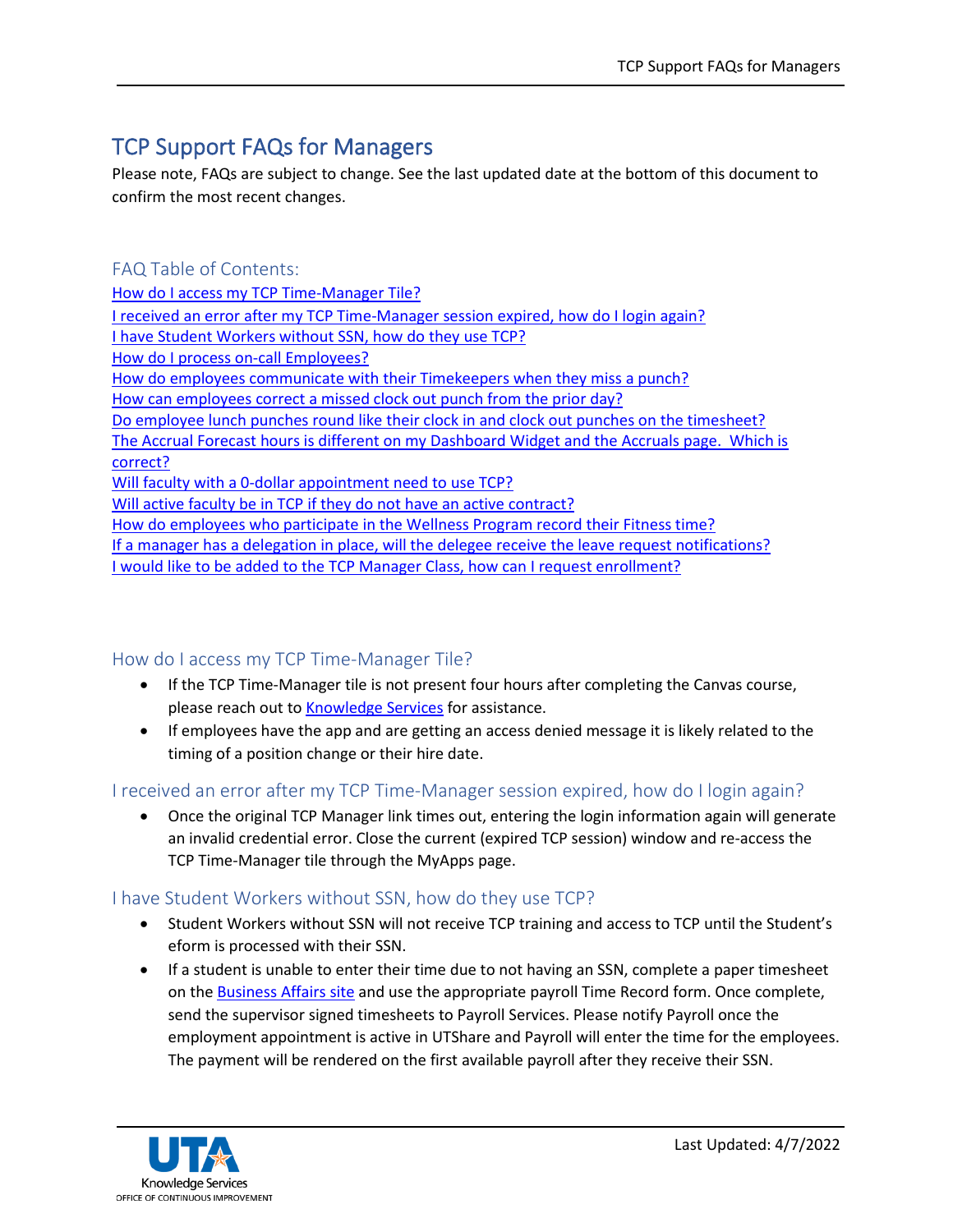# TCP Support FAQs for Managers

Please note, FAQs are subject to change. See the last updated date at the bottom of this document to confirm the most recent changes.

## FAQ Table of Contents:

[How do I access my TCP Time-Manager Tile?](#)
[I received an error after my TCP Time-Manager session expired, how do I login again?](#)
[I have Student Workers without SSN, how do they use TCP?](#)
[How do I process on-call Employees?](#)
[How do employees communicate with their Timekeepers when they miss a punch?](#)
[How can employees correct a missed clock out punch from the prior day?](#)
[Do employee lunch punches round like their clock in and clock out punches on the timesheet?](#)
[The Accrual Forecast hours is different on my Dashboard Widget and the Accruals page. Which is correct?](#)
[Will faculty with a 0-dollar appointment need to use TCP?](#)
[Will active faculty be in TCP if they do not have an active contract?](#)
[How do employees who participate in the Wellness Program record their Fitness time?](#)
[If a manager has a delegation in place, will the delegee receive the leave request notifications?](#)
[I would like to be added to the TCP Manager Class, how can I request enrollment?](#)

## How do I access my TCP Time-Manager Tile?

- If the TCP Time-Manager tile is not present four hours after completing the Canvas course, please reach out to Knowledge Services for assistance.
- If employees have the app and are getting an access denied message it is likely related to the timing of a position change or their hire date.

## I received an error after my TCP Time-Manager session expired, how do I login again?

- Once the original TCP Manager link times out, entering the login information again will generate an invalid credential error. Close the current (expired TCP session) window and re-access the TCP Time-Manager tile through the MyApps page.

## I have Student Workers without SSN, how do they use TCP?

- Student Workers without SSN will not receive TCP training and access to TCP until the Student's eform is processed with their SSN.
- If a student is unable to enter their time due to not having an SSN, complete a paper timesheet on the Business Affairs site and use the appropriate payroll Time Record form. Once complete, send the supervisor signed timesheets to Payroll Services. Please notify Payroll once the employment appointment is active in UTShare and Payroll will enter the time for the employees. The payment will be rendered on the first available payroll after they receive their SSN.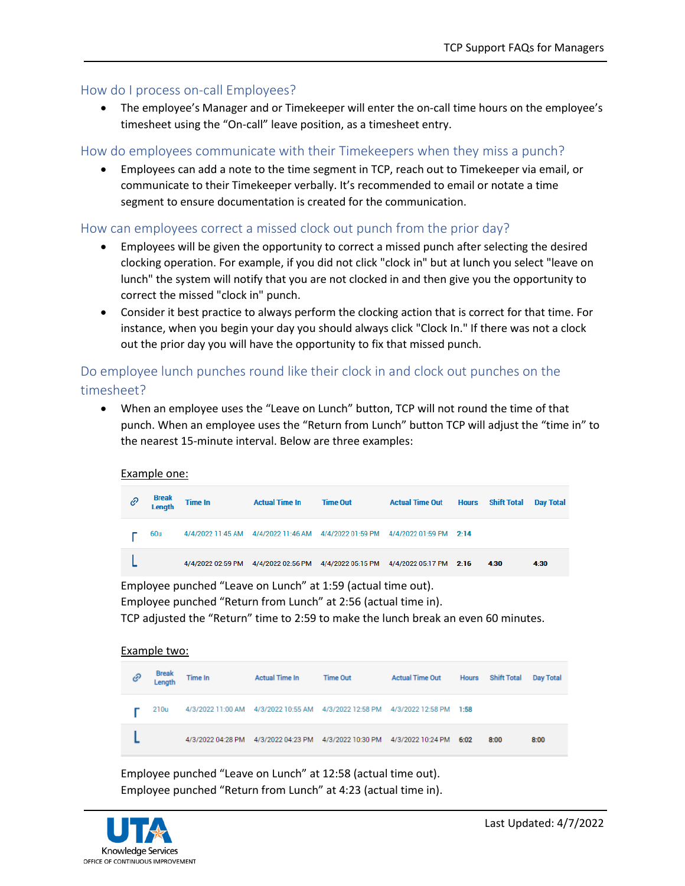## How do I process on-call Employees?

- The employee's Manager and or Timekeeper will enter the on-call time hours on the employee's timesheet using the "On-call" leave position, as a timesheet entry.

## How do employees communicate with their Timekeepers when they miss a punch?

- Employees can add a note to the time segment in TCP, reach out to Timekeeper via email, or communicate to their Timekeeper verbally. It's recommended to email or notate a time segment to ensure documentation is created for the communication.

## How can employees correct a missed clock out punch from the prior day?

- Employees will be given the opportunity to correct a missed punch after selecting the desired clocking operation. For example, if you did not click "clock in" but at lunch you select "leave on lunch" the system will notify that you are not clocked in and then give you the opportunity to correct the missed "clock in" punch.
- Consider it best practice to always perform the clocking action that is correct for that time. For instance, when you begin your day you should always click "Clock In." If there was not a clock out the prior day you will have the opportunity to fix that missed punch.

## Do employee lunch punches round like their clock in and clock out punches on the timesheet?

- When an employee uses the "Leave on Lunch" button, TCP will not round the time of that punch. When an employee uses the "Return from Lunch" button TCP will adjust the "time in" to the nearest 15-minute interval. Below are three examples:

Example one:

| | Break Length | Time In | Actual Time In | Time Out | Actual Time Out | Hours | Shift Total | Day Total |
|---|---|---|---|---|---|---|---|---|
| ┌ | 60u | 4/4/2022 11:45 AM | 4/4/2022 11:46 AM | 4/4/2022 01:59 PM | 4/4/2022 01:59 PM | 2:14 | | |
| └ | | 4/4/2022 02:59 PM | 4/4/2022 02:56 PM | 4/4/2022 05:15 PM | 4/4/2022 05:17 PM | 2:16 | 4:30 | 4:30 |

Employee punched "Leave on Lunch" at 1:59 (actual time out).
Employee punched "Return from Lunch" at 2:56 (actual time in).
TCP adjusted the "Return" time to 2:59 to make the lunch break an even 60 minutes.

Example two:

| | Break Length | Time In | Actual Time In | Time Out | Actual Time Out | Hours | Shift Total | Day Total |
|---|---|---|---|---|---|---|---|---|
| ┌ | 210u | 4/3/2022 11:00 AM | 4/3/2022 10:55 AM | 4/3/2022 12:58 PM | 4/3/2022 12:58 PM | 1:58 | | |
| └ | | 4/3/2022 04:28 PM | 4/3/2022 04:23 PM | 4/3/2022 10:30 PM | 4/3/2022 10:24 PM | 6:02 | 8:00 | 8:00 |

Employee punched "Leave on Lunch" at 12:58 (actual time out).
Employee punched "Return from Lunch" at 4:23 (actual time in).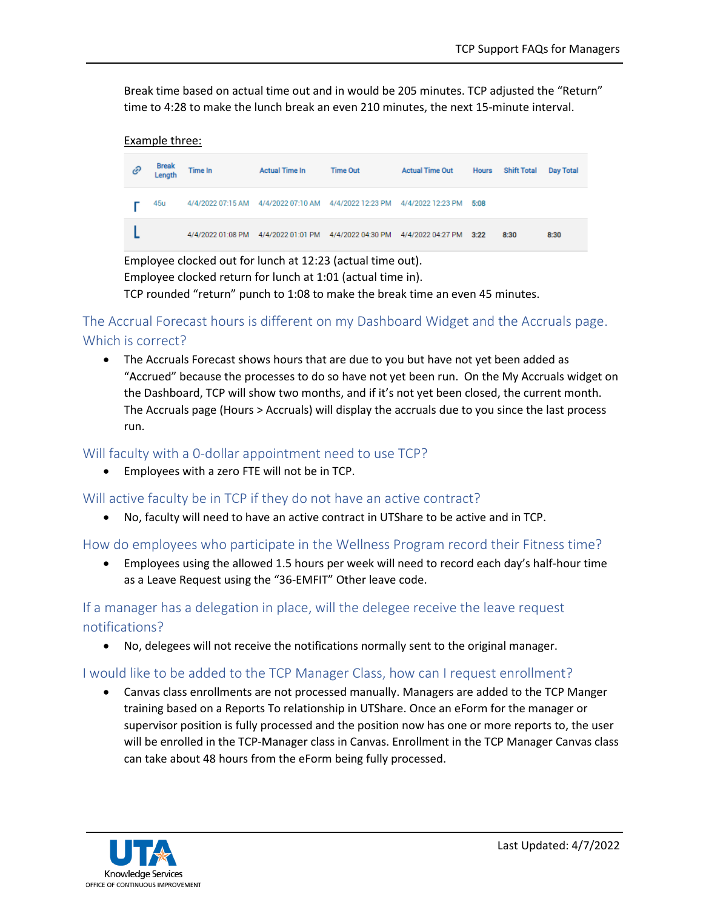Break time based on actual time out and in would be 205 minutes. TCP adjusted the "Return" time to 4:28 to make the lunch break an even 210 minutes, the next 15-minute interval.

Example three:

| | Break Length | Time In | Actual Time In | Time Out | Actual Time Out | Hours | Shift Total | Day Total |
|---|---|---|---|---|---|---|---|---|
| ┌ | 45u | 4/4/2022 07:15 AM | 4/4/2022 07:10 AM | 4/4/2022 12:23 PM | 4/4/2022 12:23 PM | 5:08 | | |
| └ | | 4/4/2022 01:08 PM | 4/4/2022 01:01 PM | 4/4/2022 04:30 PM | 4/4/2022 04:27 PM | 3:22 | 8:30 | 8:30 |

Employee clocked out for lunch at 12:23 (actual time out).
Employee clocked return for lunch at 1:01 (actual time in).
TCP rounded "return" punch to 1:08 to make the break time an even 45 minutes.

## The Accrual Forecast hours is different on my Dashboard Widget and the Accruals page. Which is correct?

- The Accruals Forecast shows hours that are due to you but have not yet been added as "Accrued" because the processes to do so have not yet been run. On the My Accruals widget on the Dashboard, TCP will show two months, and if it's not yet been closed, the current month. The Accruals page (Hours > Accruals) will display the accruals due to you since the last process run.

## Will faculty with a 0-dollar appointment need to use TCP?

- Employees with a zero FTE will not be in TCP.

## Will active faculty be in TCP if they do not have an active contract?

- No, faculty will need to have an active contract in UTShare to be active and in TCP.

## How do employees who participate in the Wellness Program record their Fitness time?

- Employees using the allowed 1.5 hours per week will need to record each day's half-hour time as a Leave Request using the "36-EMFIT" Other leave code.

## If a manager has a delegation in place, will the delegee receive the leave request notifications?

- No, delegees will not receive the notifications normally sent to the original manager.

## I would like to be added to the TCP Manager Class, how can I request enrollment?

- Canvas class enrollments are not processed manually. Managers are added to the TCP Manger training based on a Reports To relationship in UTShare. Once an eForm for the manager or supervisor position is fully processed and the position now has one or more reports to, the user will be enrolled in the TCP-Manager class in Canvas. Enrollment in the TCP Manager Canvas class can take about 48 hours from the eForm being fully processed.